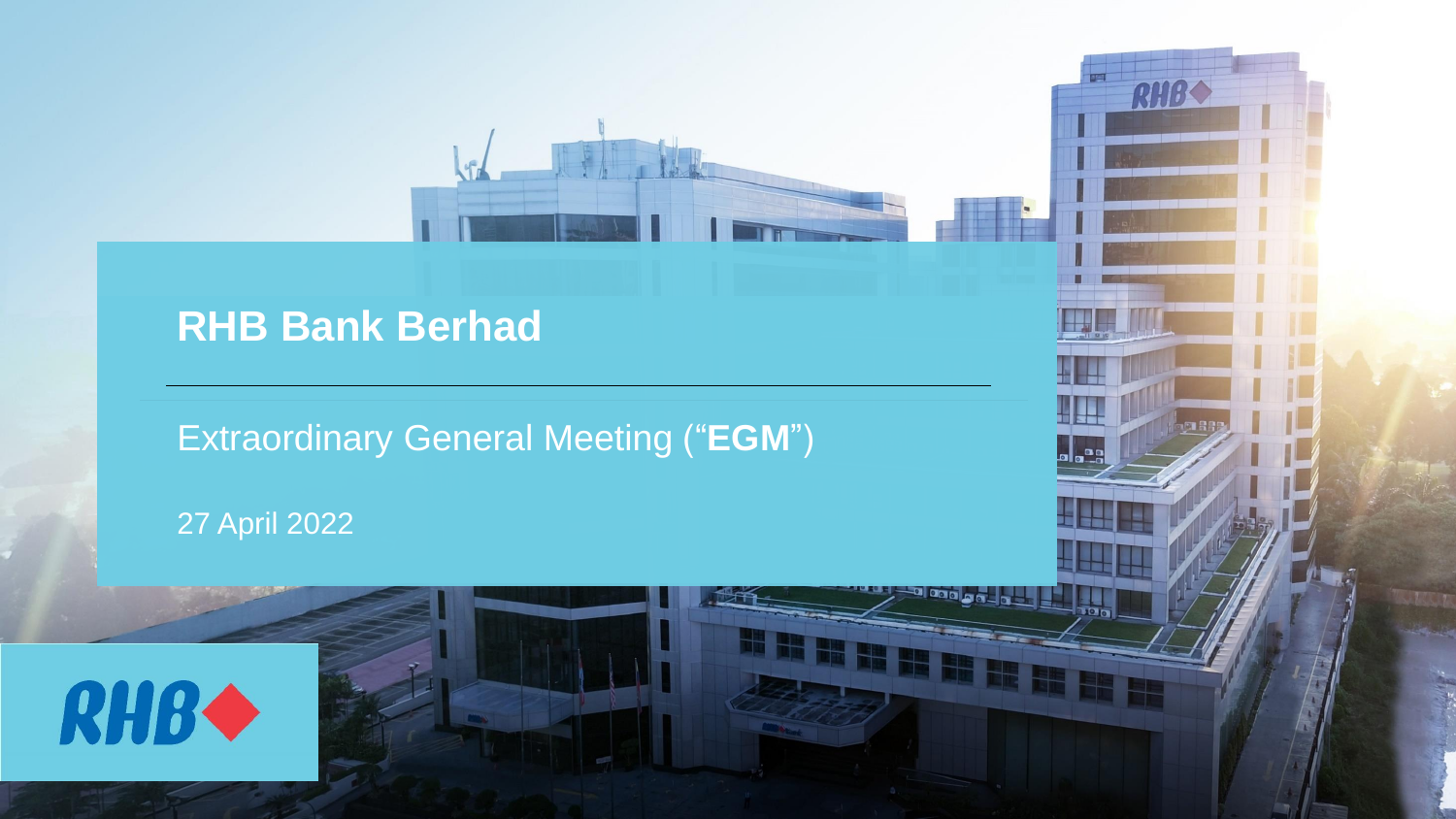# RHB Bank Berhad

Extraordinary General Meeting ("**EGM**")

27 April 2022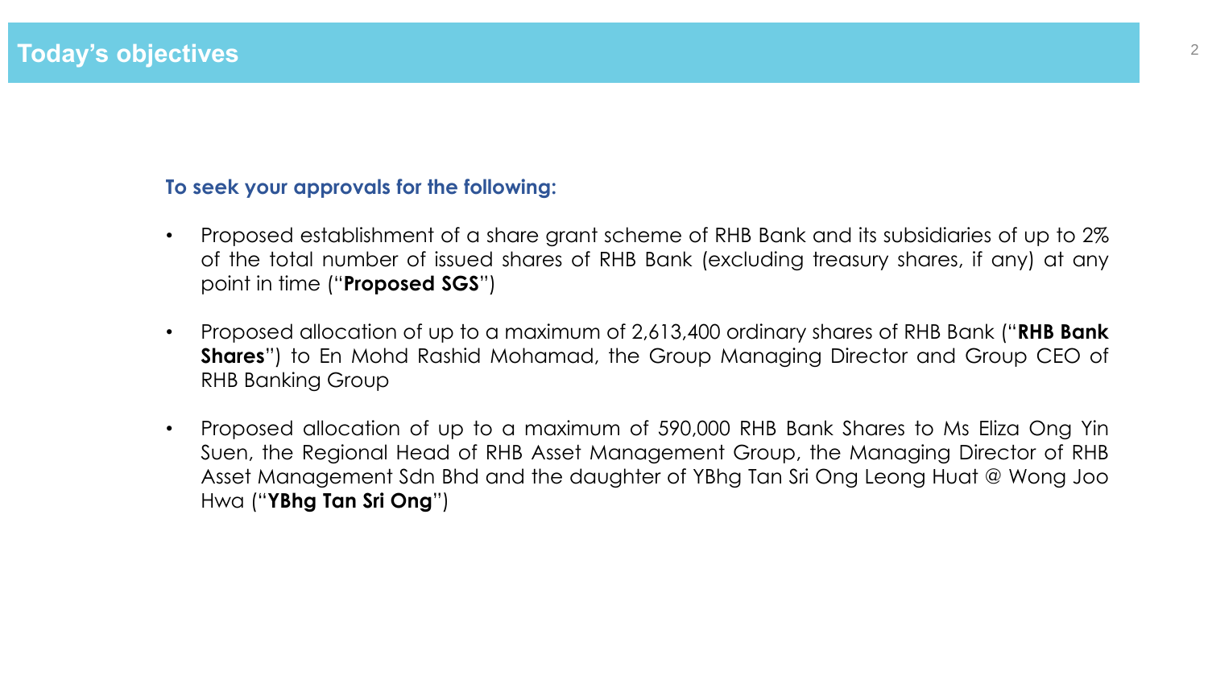# Today's objectives

**To seek your approvals for the following:**

- Proposed establishment of a share grant scheme of RHB Bank and its subsidiaries of up to 2% of the total number of issued shares of RHB Bank (excluding treasury shares, if any) at any point in time ("**Proposed SGS**")
- Proposed allocation of up to a maximum of 2,613,400 ordinary shares of RHB Bank ("**RHB Bank Shares**") to En Mohd Rashid Mohamad, the Group Managing Director and Group CEO of RHB Banking Group
- Proposed allocation of up to a maximum of 590,000 RHB Bank Shares to Ms Eliza Ong Yin Suen, the Regional Head of RHB Asset Management Group, the Managing Director of RHB Asset Management Sdn Bhd and the daughter of YBhg Tan Sri Ong Leong Huat @ Wong Joo Hwa ("**YBhg Tan Sri Ong**")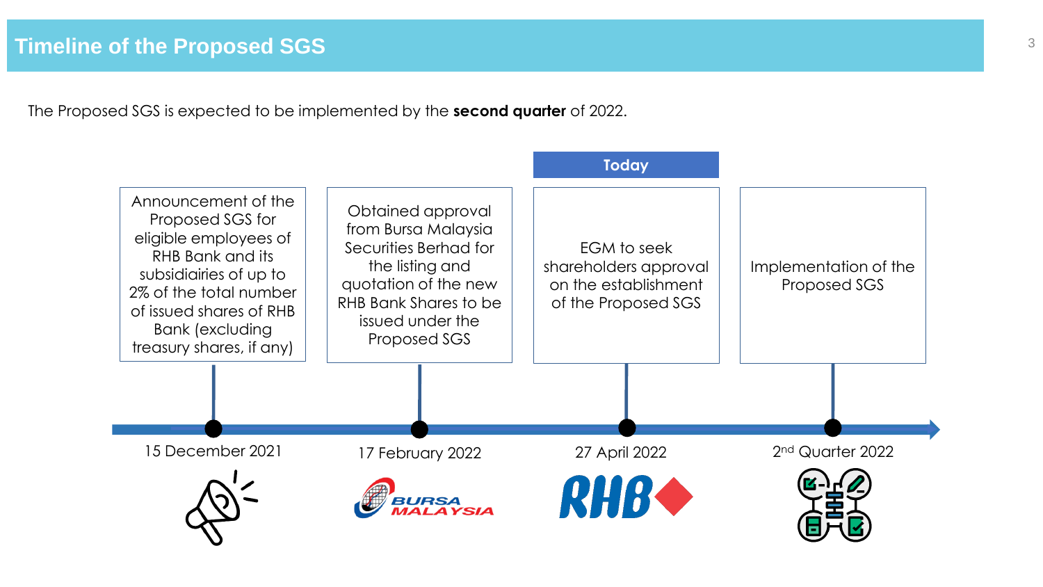# Timeline of the Proposed SGS

The Proposed SGS is expected to be implemented by the **second quarter** of 2022.

| 15 December 2021 | 17 February 2022 | 27 April 2022 (Today) | 2nd Quarter 2022 |
|---|---|---|---|
| Announcement of the Proposed SGS for eligible employees of RHB Bank and its subsidiairies of up to 2% of the total number of issued shares of RHB Bank (excluding treasury shares, if any) | Obtained approval from Bursa Malaysia Securities Berhad for the listing and quotation of the new RHB Bank Shares to be issued under the Proposed SGS | EGM to seek shareholders approval on the establishment of the Proposed SGS | Implementation of the Proposed SGS |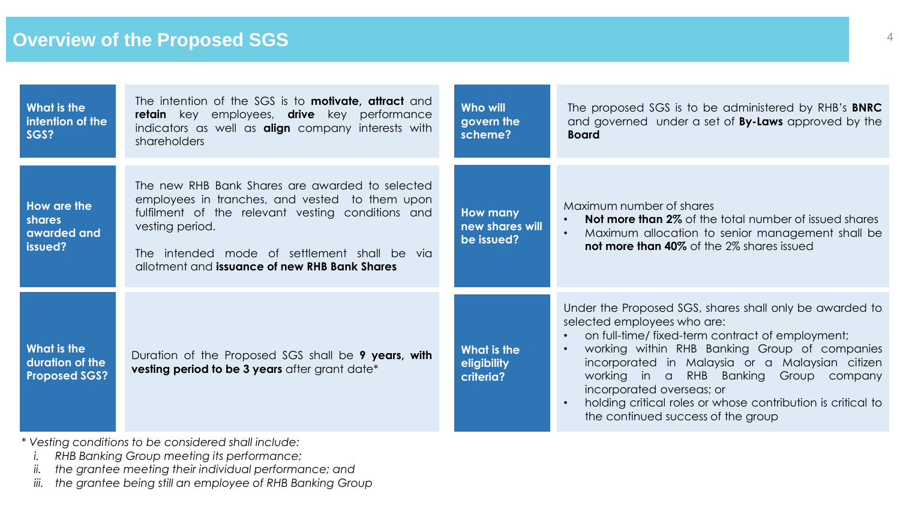# Overview of the Proposed SGS

**What is the intention of the SGS?**

The intention of the SGS is to **motivate, attract** and **retain** key employees, **drive** key performance indicators as well as **align** company interests with shareholders

**How are the shares awarded and issued?**

The new RHB Bank Shares are awarded to selected employees in tranches, and vested to them upon fulfilment of the relevant vesting conditions and vesting period.

The intended mode of settlement shall be via allotment and **issuance of new RHB Bank Shares**

**What is the duration of the Proposed SGS?**

Duration of the Proposed SGS shall be **9 years, with vesting period to be 3 years** after grant date*

**Who will govern the scheme?**

The proposed SGS is to be administered by RHB's **BNRC** and governed under a set of **By-Laws** approved by the **Board**

**How many new shares will be issued?**

Maximum number of shares

- **Not more than 2%** of the total number of issued shares
- Maximum allocation to senior management shall be **not more than 40%** of the 2% shares issued

**What is the eligibility criteria?**

Under the Proposed SGS, shares shall only be awarded to selected employees who are:

- on full-time/ fixed-term contract of employment;
- working within RHB Banking Group of companies incorporated in Malaysia or a Malaysian citizen working in a RHB Banking Group company incorporated overseas; or
- holding critical roles or whose contribution is critical to the continued success of the group

*\* Vesting conditions to be considered shall include:*

*i. RHB Banking Group meeting its performance;*
*ii. the grantee meeting their individual performance; and*
*iii. the grantee being still an employee of RHB Banking Group*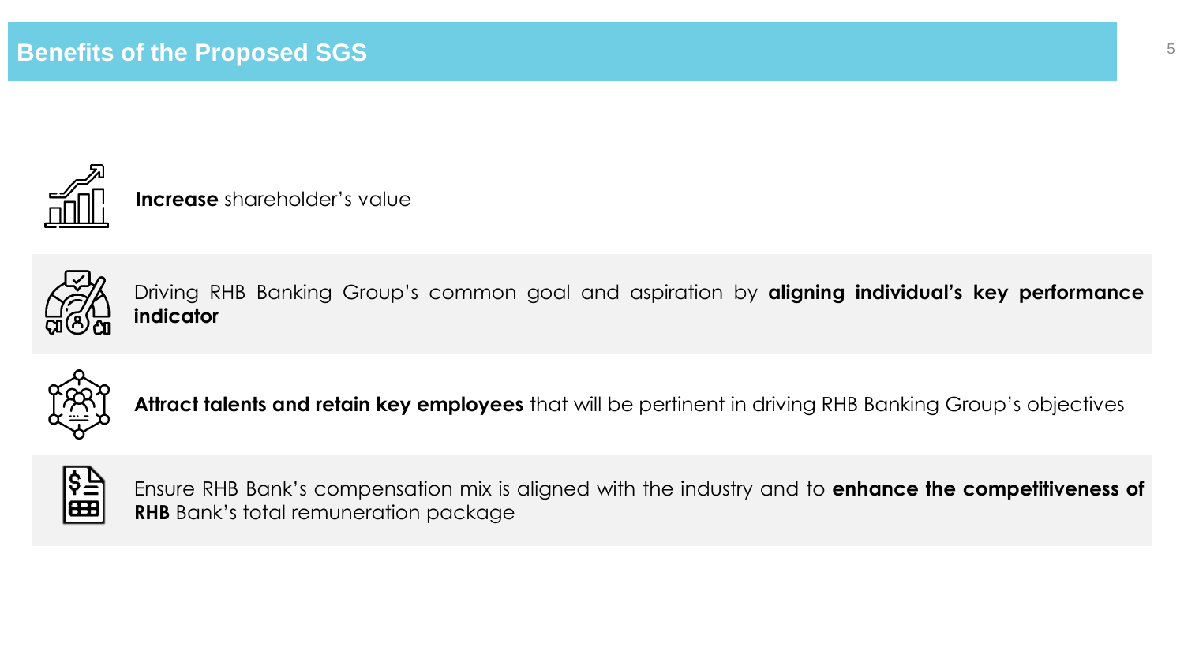# Benefits of the Proposed SGS

- **Increase** shareholder's value
- Driving RHB Banking Group's common goal and aspiration by **aligning individual's key performance indicator**
- **Attract talents and retain key employees** that will be pertinent in driving RHB Banking Group's objectives
- Ensure RHB Bank's compensation mix is aligned with the industry and to **enhance the competitiveness of RHB** Bank's total remuneration package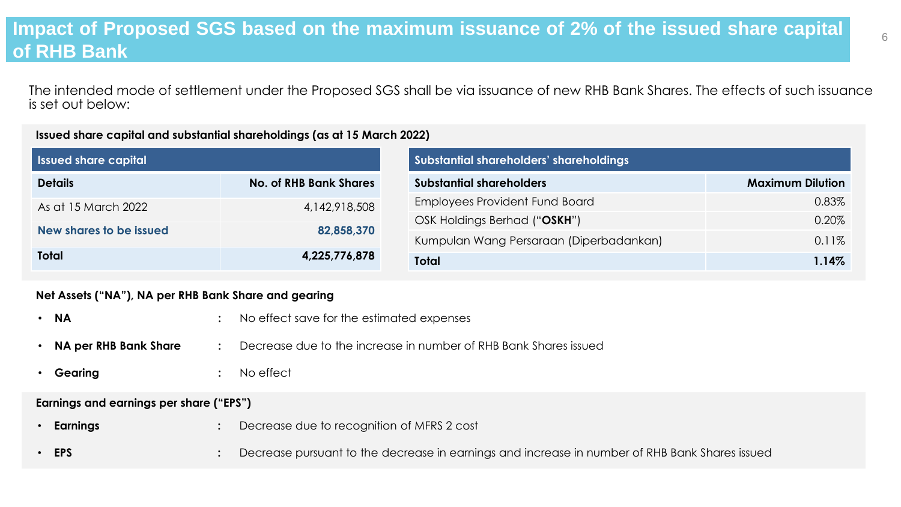# Impact of Proposed SGS based on the maximum issuance of 2% of the issued share capital of RHB Bank

The intended mode of settlement under the Proposed SGS shall be via issuance of new RHB Bank Shares. The effects of such issuance is set out below:

**Issued share capital and substantial shareholdings (as at 15 March 2022)**

| Issued share capital | |
|---|---|
| **Details** | **No. of RHB Bank Shares** |
| As at 15 March 2022 | 4,142,918,508 |
| **New shares to be issued** | **82,858,370** |
| **Total** | **4,225,776,878** |

| Substantial shareholders' shareholdings | |
|---|---|
| **Substantial shareholders** | **Maximum Dilution** |
| Employees Provident Fund Board | 0.83% |
| OSK Holdings Berhad ("**OSKH**") | 0.20% |
| Kumpulan Wang Persaraan (Diperbadankan) | 0.11% |
| **Total** | **1.14%** |

**Net Assets ("NA"), NA per RHB Bank Share and gearing**

- **NA** : No effect save for the estimated expenses
- **NA per RHB Bank Share** : Decrease due to the increase in number of RHB Bank Shares issued
- **Gearing** : No effect

**Earnings and earnings per share ("EPS")**

- **Earnings** : Decrease due to recognition of MFRS 2 cost
- **EPS** : Decrease pursuant to the decrease in earnings and increase in number of RHB Bank Shares issued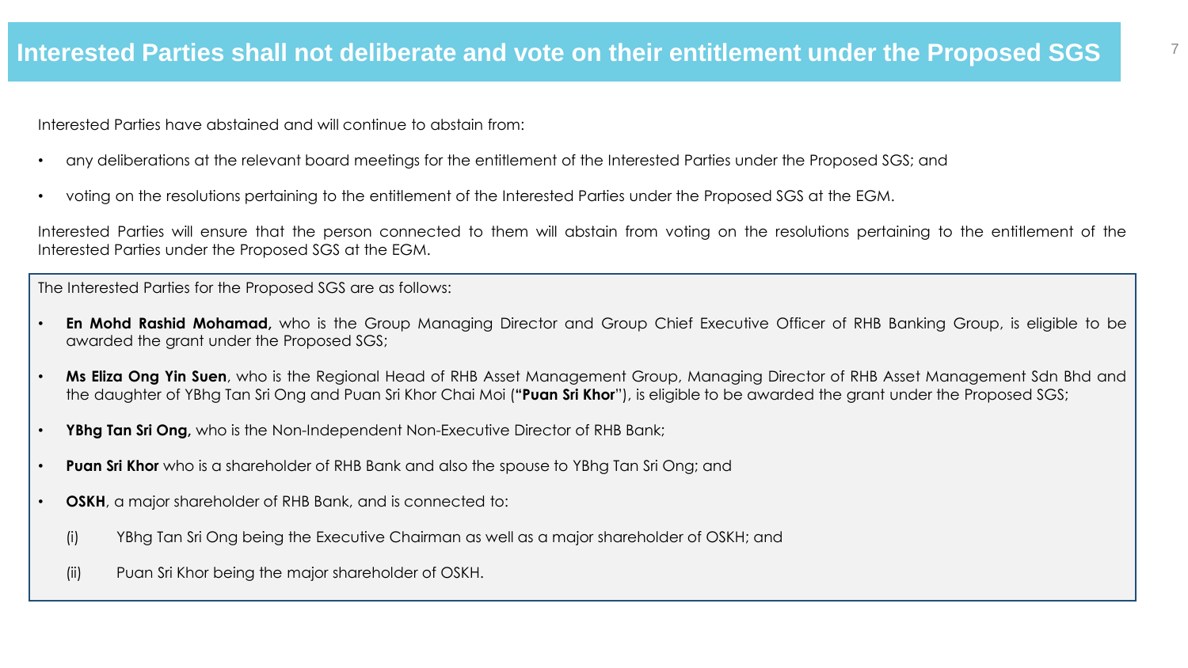# Interested Parties shall not deliberate and vote on their entitlement under the Proposed SGS

Interested Parties have abstained and will continue to abstain from:

- any deliberations at the relevant board meetings for the entitlement of the Interested Parties under the Proposed SGS; and
- voting on the resolutions pertaining to the entitlement of the Interested Parties under the Proposed SGS at the EGM.

Interested Parties will ensure that the person connected to them will abstain from voting on the resolutions pertaining to the entitlement of the Interested Parties under the Proposed SGS at the EGM.

The Interested Parties for the Proposed SGS are as follows:

- **En Mohd Rashid Mohamad,** who is the Group Managing Director and Group Chief Executive Officer of RHB Banking Group, is eligible to be awarded the grant under the Proposed SGS;
- **Ms Eliza Ong Yin Suen**, who is the Regional Head of RHB Asset Management Group, Managing Director of RHB Asset Management Sdn Bhd and the daughter of YBhg Tan Sri Ong and Puan Sri Khor Chai Moi (**"Puan Sri Khor**"), is eligible to be awarded the grant under the Proposed SGS;
- **YBhg Tan Sri Ong,** who is the Non-Independent Non-Executive Director of RHB Bank;
- **Puan Sri Khor** who is a shareholder of RHB Bank and also the spouse to YBhg Tan Sri Ong; and
- **OSKH**, a major shareholder of RHB Bank, and is connected to:

  (i) YBhg Tan Sri Ong being the Executive Chairman as well as a major shareholder of OSKH; and

  (ii) Puan Sri Khor being the major shareholder of OSKH.